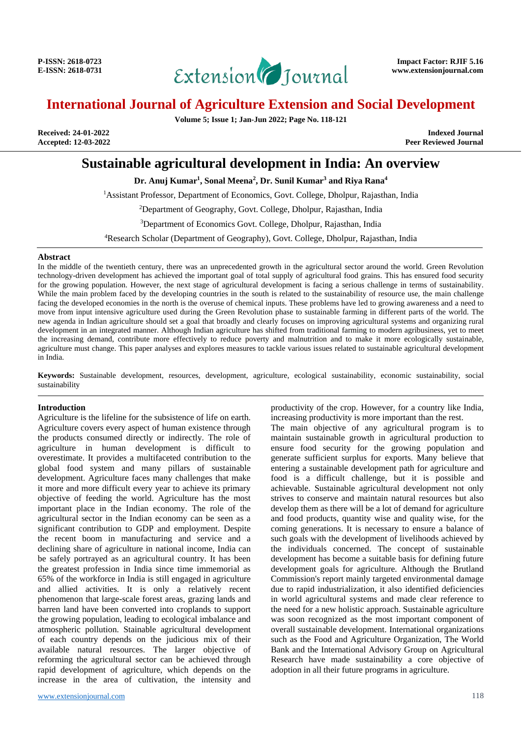# Sustainable agricultural development in India: An overview

**Dr. Anuj Kumar[1], Sonal Meena[2], Dr. Sunil Kumar[3] and Riya Rana[4]**

[1]Assistant Professor, Department of Economics, Govt. College, Dholpur, Rajasthan, India

[2]Department of Geography, Govt. College, Dholpur, Rajasthan, India

[3]Department of Economics Govt. College, Dholpur, Rajasthan, India

[4]Research Scholar (Department of Geography), Govt. College, Dholpur, Rajasthan, India

**Received:** 24-01-2022
**Accepted:** 12-03-2022

## Abstract

In the middle of the twentieth century, there was an unprecedented growth in the agricultural sector around the world. Green Revolution technology-driven development has achieved the important goal of total supply of agricultural food grains. This has ensured food security for the growing population. However, the next stage of agricultural development is facing a serious challenge in terms of sustainability. While the main problem faced by the developing countries in the south is related to the sustainability of resource use, the main challenge facing the developed economies in the north is the overuse of chemical inputs. These problems have led to growing awareness and a need to move from input intensive agriculture used during the Green Revolution phase to sustainable farming in different parts of the world. The new agenda in Indian agriculture should set a goal that broadly and clearly focuses on improving agricultural systems and organizing rural development in an integrated manner. Although Indian agriculture has shifted from traditional farming to modern agribusiness, yet to meet the increasing demand, contribute more effectively to reduce poverty and malnutrition and to make it more ecologically sustainable, agriculture must change. This paper analyses and explores measures to tackle various issues related to sustainable agricultural development in India.

**Keywords:** Sustainable development, resources, development, agriculture, ecological sustainability, economic sustainability, social sustainability

## Introduction

Agriculture is the lifeline for the subsistence of life on earth. Agriculture covers every aspect of human existence through the products consumed directly or indirectly. The role of agriculture in human development is difficult to overestimate. It provides a multifaceted contribution to the global food system and many pillars of sustainable development. Agriculture faces many challenges that make it more and more difficult every year to achieve its primary objective of feeding the world. Agriculture has the most important place in the Indian economy. The role of the agricultural sector in the Indian economy can be seen as a significant contribution to GDP and employment. Despite the recent boom in manufacturing and service and a declining share of agriculture in national income, India can be safely portrayed as an agricultural country. It has been the greatest profession in India since time immemorial as 65% of the workforce in India is still engaged in agriculture and allied activities. It is only a relatively recent phenomenon that large-scale forest areas, grazing lands and barren land have been converted into croplands to support the growing population, leading to ecological imbalance and atmospheric pollution. Stainable agricultural development of each country depends on the judicious mix of their available natural resources. The larger objective of reforming the agricultural sector can be achieved through rapid development of agriculture, which depends on the increase in the area of cultivation, the intensity and productivity of the crop. However, for a country like India, increasing productivity is more important than the rest.

The main objective of any agricultural program is to maintain sustainable growth in agricultural production to ensure food security for the growing population and generate sufficient surplus for exports. Many believe that entering a sustainable development path for agriculture and food is a difficult challenge, but it is possible and achievable. Sustainable agricultural development not only strives to conserve and maintain natural resources but also develop them as there will be a lot of demand for agriculture and food products, quantity wise and quality wise, for the coming generations. It is necessary to ensure a balance of such goals with the development of livelihoods achieved by the individuals concerned. The concept of sustainable development has become a suitable basis for defining future development goals for agriculture. Although the Brutland Commission's report mainly targeted environmental damage due to rapid industrialization, it also identified deficiencies in world agricultural systems and made clear reference to the need for a new holistic approach. Sustainable agriculture was soon recognized as the most important component of overall sustainable development. International organizations such as the Food and Agriculture Organization, The World Bank and the International Advisory Group on Agricultural Research have made sustainability a core objective of adoption in all their future programs in agriculture.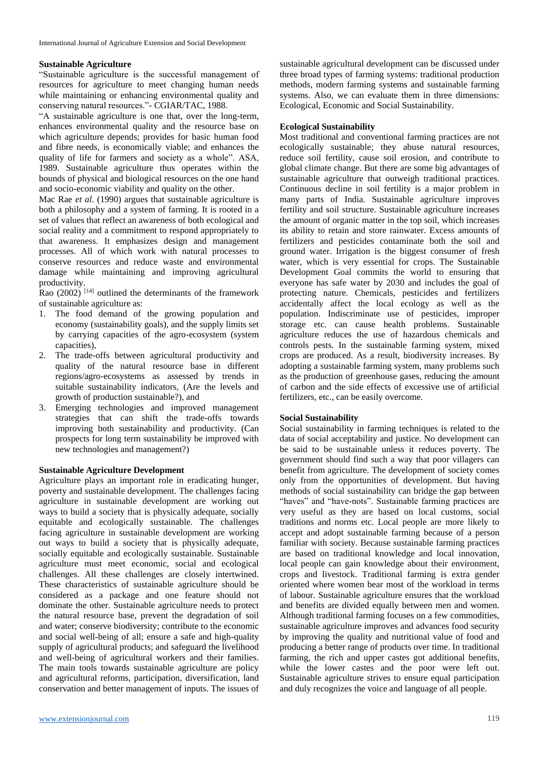### Sustainable Agriculture

"Sustainable agriculture is the successful management of resources for agriculture to meet changing human needs while maintaining or enhancing environmental quality and conserving natural resources."- CGIAR/TAC, 1988.

"A sustainable agriculture is one that, over the long-term, enhances environmental quality and the resource base on which agriculture depends; provides for basic human food and fibre needs, is economically viable; and enhances the quality of life for farmers and society as a whole". ASA, 1989. Sustainable agriculture thus operates within the bounds of physical and biological resources on the one hand and socio-economic viability and quality on the other.

Mac Rae *et al*. (1990) argues that sustainable agriculture is both a philosophy and a system of farming. It is rooted in a set of values that reflect an awareness of both ecological and social reality and a commitment to respond appropriately to that awareness. It emphasizes design and management processes. All of which work with natural processes to conserve resources and reduce waste and environmental damage while maintaining and improving agricultural productivity.

Rao (2002) [14] outlined the determinants of the framework of sustainable agriculture as:

1. The food demand of the growing population and economy (sustainability goals), and the supply limits set by carrying capacities of the agro-ecosystem (system capacities),
2. The trade-offs between agricultural productivity and quality of the natural resource base in different regions/agro-ecosystems as assessed by trends in suitable sustainability indicators, (Are the levels and growth of production sustainable?), and
3. Emerging technologies and improved management strategies that can shift the trade-offs towards improving both sustainability and productivity. (Can prospects for long term sustainability be improved with new technologies and management?)

### Sustainable Agriculture Development

Agriculture plays an important role in eradicating hunger, poverty and sustainable development. The challenges facing agriculture in sustainable development are working out ways to build a society that is physically adequate, socially equitable and ecologically sustainable. The challenges facing agriculture in sustainable development are working out ways to build a society that is physically adequate, socially equitable and ecologically sustainable. Sustainable agriculture must meet economic, social and ecological challenges. All these challenges are closely intertwined. These characteristics of sustainable agriculture should be considered as a package and one feature should not dominate the other. Sustainable agriculture needs to protect the natural resource base, prevent the degradation of soil and water; conserve biodiversity; contribute to the economic and social well-being of all; ensure a safe and high-quality supply of agricultural products; and safeguard the livelihood and well-being of agricultural workers and their families. The main tools towards sustainable agriculture are policy and agricultural reforms, participation, diversification, land conservation and better management of inputs. The issues of sustainable agricultural development can be discussed under three broad types of farming systems: traditional production methods, modern farming systems and sustainable farming systems. Also, we can evaluate them in three dimensions: Ecological, Economic and Social Sustainability.

### Ecological Sustainability

Most traditional and conventional farming practices are not ecologically sustainable; they abuse natural resources, reduce soil fertility, cause soil erosion, and contribute to global climate change. But there are some big advantages of sustainable agriculture that outweigh traditional practices. Continuous decline in soil fertility is a major problem in many parts of India. Sustainable agriculture improves fertility and soil structure. Sustainable agriculture increases the amount of organic matter in the top soil, which increases its ability to retain and store rainwater. Excess amounts of fertilizers and pesticides contaminate both the soil and ground water. Irrigation is the biggest consumer of fresh water, which is very essential for crops. The Sustainable Development Goal commits the world to ensuring that everyone has safe water by 2030 and includes the goal of protecting nature. Chemicals, pesticides and fertilizers accidentally affect the local ecology as well as the population. Indiscriminate use of pesticides, improper storage etc. can cause health problems. Sustainable agriculture reduces the use of hazardous chemicals and controls pests. In the sustainable farming system, mixed crops are produced. As a result, biodiversity increases. By adopting a sustainable farming system, many problems such as the production of greenhouse gases, reducing the amount of carbon and the side effects of excessive use of artificial fertilizers, etc., can be easily overcome.

### Social Sustainability

Social sustainability in farming techniques is related to the data of social acceptability and justice. No development can be said to be sustainable unless it reduces poverty. The government should find such a way that poor villagers can benefit from agriculture. The development of society comes only from the opportunities of development. But having methods of social sustainability can bridge the gap between "haves" and "have-nots". Sustainable farming practices are very useful as they are based on local customs, social traditions and norms etc. Local people are more likely to accept and adopt sustainable farming because of a person familiar with society. Because sustainable farming practices are based on traditional knowledge and local innovation, local people can gain knowledge about their environment, crops and livestock. Traditional farming is extra gender oriented where women bear most of the workload in terms of labour. Sustainable agriculture ensures that the workload and benefits are divided equally between men and women. Although traditional farming focuses on a few commodities, sustainable agriculture improves and advances food security by improving the quality and nutritional value of food and producing a better range of products over time. In traditional farming, the rich and upper castes got additional benefits, while the lower castes and the poor were left out. Sustainable agriculture strives to ensure equal participation and duly recognizes the voice and language of all people.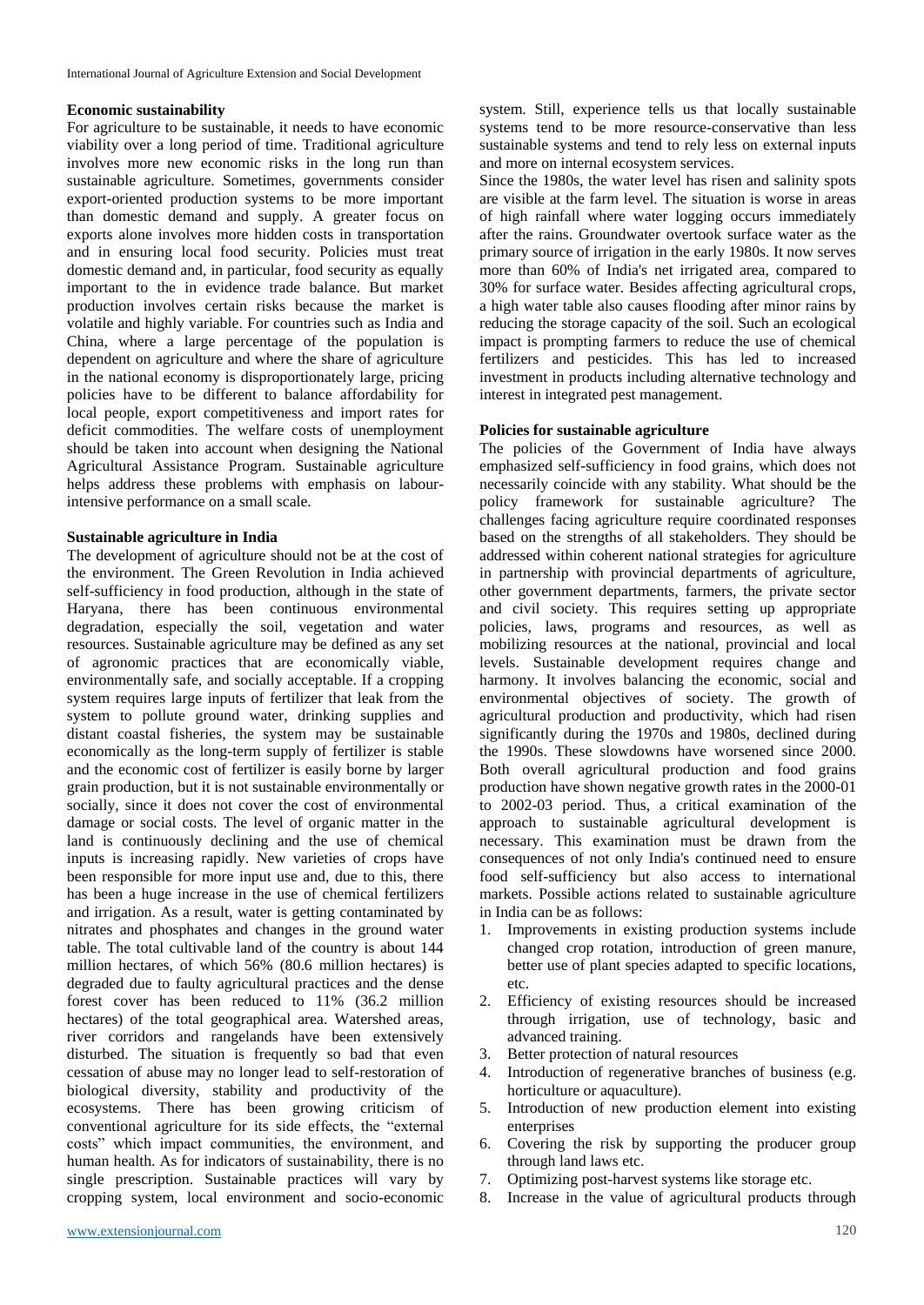### Economic sustainability

For agriculture to be sustainable, it needs to have economic viability over a long period of time. Traditional agriculture involves more new economic risks in the long run than sustainable agriculture. Sometimes, governments consider export-oriented production systems to be more important than domestic demand and supply. A greater focus on exports alone involves more hidden costs in transportation and in ensuring local food security. Policies must treat domestic demand and, in particular, food security as equally important to the in evidence trade balance. But market production involves certain risks because the market is volatile and highly variable. For countries such as India and China, where a large percentage of the population is dependent on agriculture and where the share of agriculture in the national economy is disproportionately large, pricing policies have to be different to balance affordability for local people, export competitiveness and import rates for deficit commodities. The welfare costs of unemployment should be taken into account when designing the National Agricultural Assistance Program. Sustainable agriculture helps address these problems with emphasis on labour-intensive performance on a small scale.

### Sustainable agriculture in India

The development of agriculture should not be at the cost of the environment. The Green Revolution in India achieved self-sufficiency in food production, although in the state of Haryana, there has been continuous environmental degradation, especially the soil, vegetation and water resources. Sustainable agriculture may be defined as any set of agronomic practices that are economically viable, environmentally safe, and socially acceptable. If a cropping system requires large inputs of fertilizer that leak from the system to pollute ground water, drinking supplies and distant coastal fisheries, the system may be sustainable economically as the long-term supply of fertilizer is stable and the economic cost of fertilizer is easily borne by larger grain production, but it is not sustainable environmentally or socially, since it does not cover the cost of environmental damage or social costs. The level of organic matter in the land is continuously declining and the use of chemical inputs is increasing rapidly. New varieties of crops have been responsible for more input use and, due to this, there has been a huge increase in the use of chemical fertilizers and irrigation. As a result, water is getting contaminated by nitrates and phosphates and changes in the ground water table. The total cultivable land of the country is about 144 million hectares, of which 56% (80.6 million hectares) is degraded due to faulty agricultural practices and the dense forest cover has been reduced to 11% (36.2 million hectares) of the total geographical area. Watershed areas, river corridors and rangelands have been extensively disturbed. The situation is frequently so bad that even cessation of abuse may no longer lead to self-restoration of biological diversity, stability and productivity of the ecosystems. There has been growing criticism of conventional agriculture for its side effects, the "external costs" which impact communities, the environment, and human health. As for indicators of sustainability, there is no single prescription. Sustainable practices will vary by cropping system, local environment and socio-economic system. Still, experience tells us that locally sustainable systems tend to be more resource-conservative than less sustainable systems and tend to rely less on external inputs and more on internal ecosystem services.

Since the 1980s, the water level has risen and salinity spots are visible at the farm level. The situation is worse in areas of high rainfall where water logging occurs immediately after the rains. Groundwater overtook surface water as the primary source of irrigation in the early 1980s. It now serves more than 60% of India's net irrigated area, compared to 30% for surface water. Besides affecting agricultural crops, a high water table also causes flooding after minor rains by reducing the storage capacity of the soil. Such an ecological impact is prompting farmers to reduce the use of chemical fertilizers and pesticides. This has led to increased investment in products including alternative technology and interest in integrated pest management.

### Policies for sustainable agriculture

The policies of the Government of India have always emphasized self-sufficiency in food grains, which does not necessarily coincide with any stability. What should be the policy framework for sustainable agriculture? The challenges facing agriculture require coordinated responses based on the strengths of all stakeholders. They should be addressed within coherent national strategies for agriculture in partnership with provincial departments of agriculture, other government departments, farmers, the private sector and civil society. This requires setting up appropriate policies, laws, programs and resources, as well as mobilizing resources at the national, provincial and local levels. Sustainable development requires change and harmony. It involves balancing the economic, social and environmental objectives of society. The growth of agricultural production and productivity, which had risen significantly during the 1970s and 1980s, declined during the 1990s. These slowdowns have worsened since 2000. Both overall agricultural production and food grains production have shown negative growth rates in the 2000-01 to 2002-03 period. Thus, a critical examination of the approach to sustainable agricultural development is necessary. This examination must be drawn from the consequences of not only India's continued need to ensure food self-sufficiency but also access to international markets. Possible actions related to sustainable agriculture in India can be as follows:

1. Improvements in existing production systems include changed crop rotation, introduction of green manure, better use of plant species adapted to specific locations, etc.
2. Efficiency of existing resources should be increased through irrigation, use of technology, basic and advanced training.
3. Better protection of natural resources
4. Introduction of regenerative branches of business (e.g. horticulture or aquaculture).
5. Introduction of new production element into existing enterprises
6. Covering the risk by supporting the producer group through land laws etc.
7. Optimizing post-harvest systems like storage etc.
8. Increase in the value of agricultural products through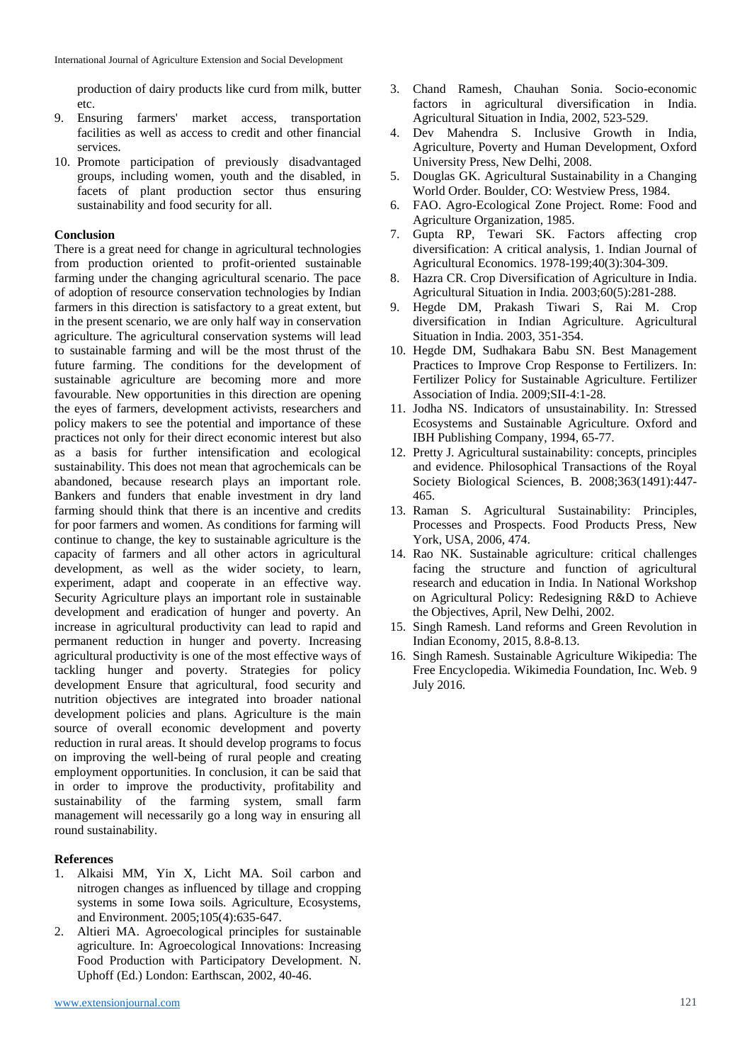production of dairy products like curd from milk, butter etc.

9. Ensuring farmers' market access, transportation facilities as well as access to credit and other financial services.
10. Promote participation of previously disadvantaged groups, including women, youth and the disabled, in facets of plant production sector thus ensuring sustainability and food security for all.

## Conclusion

There is a great need for change in agricultural technologies from production oriented to profit-oriented sustainable farming under the changing agricultural scenario. The pace of adoption of resource conservation technologies by Indian farmers in this direction is satisfactory to a great extent, but in the present scenario, we are only half way in conservation agriculture. The agricultural conservation systems will lead to sustainable farming and will be the most thrust of the future farming. The conditions for the development of sustainable agriculture are becoming more and more favourable. New opportunities in this direction are opening the eyes of farmers, development activists, researchers and policy makers to see the potential and importance of these practices not only for their direct economic interest but also as a basis for further intensification and ecological sustainability. This does not mean that agrochemicals can be abandoned, because research plays an important role. Bankers and funders that enable investment in dry land farming should think that there is an incentive and credits for poor farmers and women. As conditions for farming will continue to change, the key to sustainable agriculture is the capacity of farmers and all other actors in agricultural development, as well as the wider society, to learn, experiment, adapt and cooperate in an effective way. Security Agriculture plays an important role in sustainable development and eradication of hunger and poverty. An increase in agricultural productivity can lead to rapid and permanent reduction in hunger and poverty. Increasing agricultural productivity is one of the most effective ways of tackling hunger and poverty. Strategies for policy development Ensure that agricultural, food security and nutrition objectives are integrated into broader national development policies and plans. Agriculture is the main source of overall economic development and poverty reduction in rural areas. It should develop programs to focus on improving the well-being of rural people and creating employment opportunities. In conclusion, it can be said that in order to improve the productivity, profitability and sustainability of the farming system, small farm management will necessarily go a long way in ensuring all round sustainability.

## References

1. Alkaisi MM, Yin X, Licht MA. Soil carbon and nitrogen changes as influenced by tillage and cropping systems in some Iowa soils. Agriculture, Ecosystems, and Environment. 2005;105(4):635-647.
2. Altieri MA. Agroecological principles for sustainable agriculture. In: Agroecological Innovations: Increasing Food Production with Participatory Development. N. Uphoff (Ed.) London: Earthscan, 2002, 40-46.
3. Chand Ramesh, Chauhan Sonia. Socio-economic factors in agricultural diversification in India. Agricultural Situation in India, 2002, 523-529.
4. Dev Mahendra S. Inclusive Growth in India, Agriculture, Poverty and Human Development, Oxford University Press, New Delhi, 2008.
5. Douglas GK. Agricultural Sustainability in a Changing World Order. Boulder, CO: Westview Press, 1984.
6. FAO. Agro-Ecological Zone Project. Rome: Food and Agriculture Organization, 1985.
7. Gupta RP, Tewari SK. Factors affecting crop diversification: A critical analysis, 1. Indian Journal of Agricultural Economics. 1978-199;40(3):304-309.
8. Hazra CR. Crop Diversification of Agriculture in India. Agricultural Situation in India. 2003;60(5):281-288.
9. Hegde DM, Prakash Tiwari S, Rai M. Crop diversification in Indian Agriculture. Agricultural Situation in India. 2003, 351-354.
10. Hegde DM, Sudhakara Babu SN. Best Management Practices to Improve Crop Response to Fertilizers. In: Fertilizer Policy for Sustainable Agriculture. Fertilizer Association of India. 2009;SII-4:1-28.
11. Jodha NS. Indicators of unsustainability. In: Stressed Ecosystems and Sustainable Agriculture. Oxford and IBH Publishing Company, 1994, 65-77.
12. Pretty J. Agricultural sustainability: concepts, principles and evidence. Philosophical Transactions of the Royal Society Biological Sciences, B. 2008;363(1491):447-465.
13. Raman S. Agricultural Sustainability: Principles, Processes and Prospects. Food Products Press, New York, USA, 2006, 474.
14. Rao NK. Sustainable agriculture: critical challenges facing the structure and function of agricultural research and education in India. In National Workshop on Agricultural Policy: Redesigning R&D to Achieve the Objectives, April, New Delhi, 2002.
15. Singh Ramesh. Land reforms and Green Revolution in Indian Economy, 2015, 8.8-8.13.
16. Singh Ramesh. Sustainable Agriculture Wikipedia: The Free Encyclopedia. Wikimedia Foundation, Inc. Web. 9 July 2016.